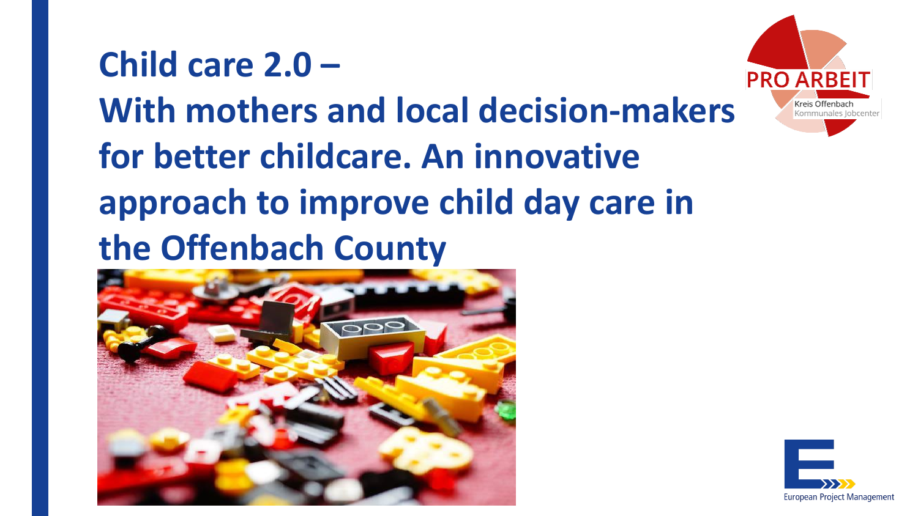# Child care 2.0 – With mothers and local decision-makers for better childcare. An innovative approach to improve child day care in the Offenbach County

PRO ARBEIT
Kreis Offenbach
Kommunales Jobcenter

European Project Management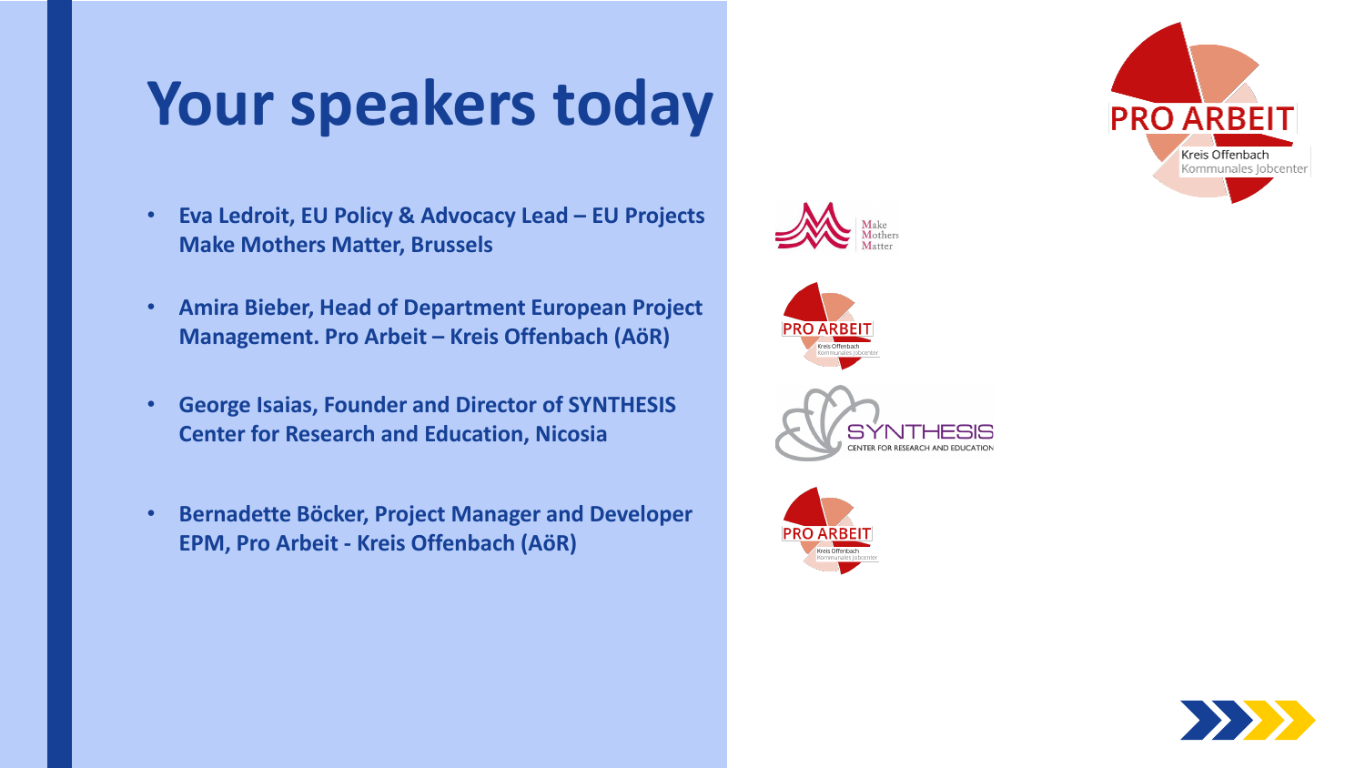# Your speakers today

- **Eva Ledroit, EU Policy & Advocacy Lead – EU Projects Make Mothers Matter, Brussels**
- **Amira Bieber, Head of Department European Project Management. Pro Arbeit – Kreis Offenbach (AöR)**
- **George Isaias, Founder and Director of SYNTHESIS Center for Research and Education, Nicosia**
- **Bernadette Böcker, Project Manager and Developer EPM, Pro Arbeit - Kreis Offenbach (AöR)**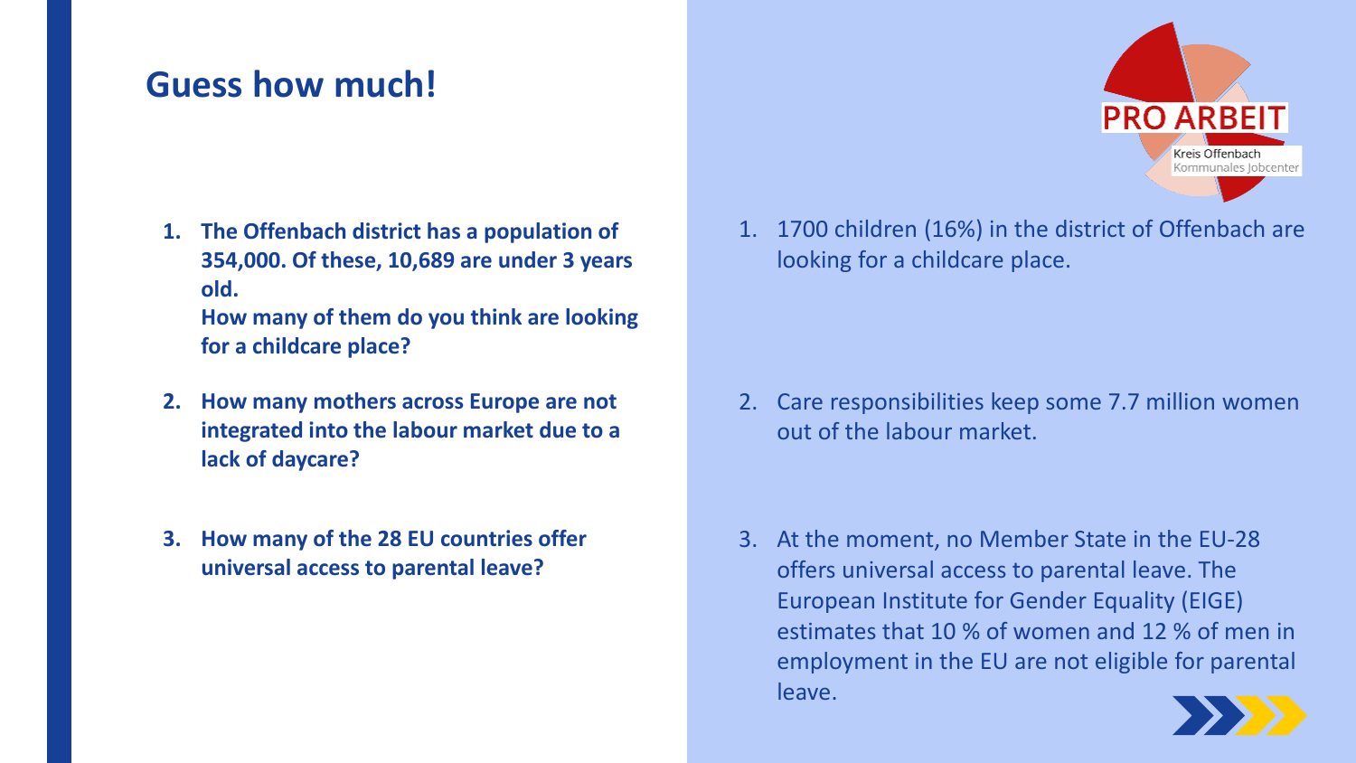# Guess how much!

1. **The Offenbach district has a population of 354,000. Of these, 10,689 are under 3 years old.**
   **How many of them do you think are looking for a childcare place?**

2. **How many mothers across Europe are not integrated into the labour market due to a lack of daycare?**

3. **How many of the 28 EU countries offer universal access to parental leave?**

PRO ARBEIT
Kreis Offenbach
Kommunales Jobcenter

1. 1700 children (16%) in the district of Offenbach are looking for a childcare place.

2. Care responsibilities keep some 7.7 million women out of the labour market.

3. At the moment, no Member State in the EU-28 offers universal access to parental leave. The European Institute for Gender Equality (EIGE) estimates that 10 % of women and 12 % of men in employment in the EU are not eligible for parental leave.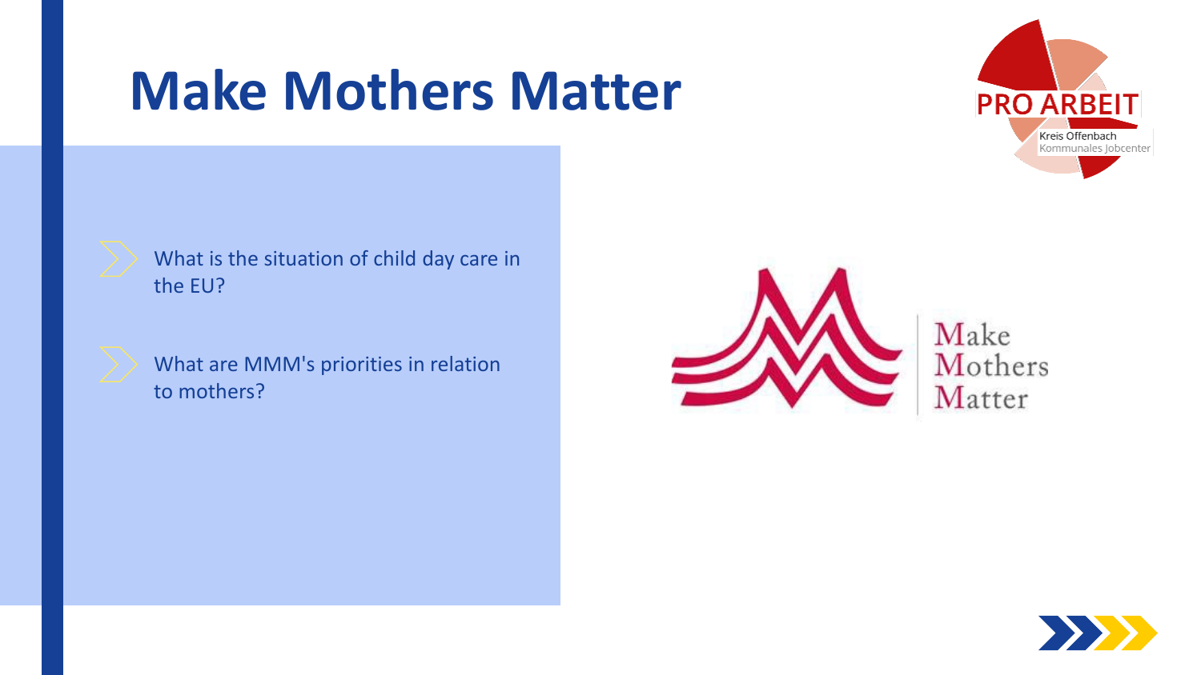# Make Mothers Matter

- What is the situation of child day care in the EU?
- What are MMM's priorities in relation to mothers?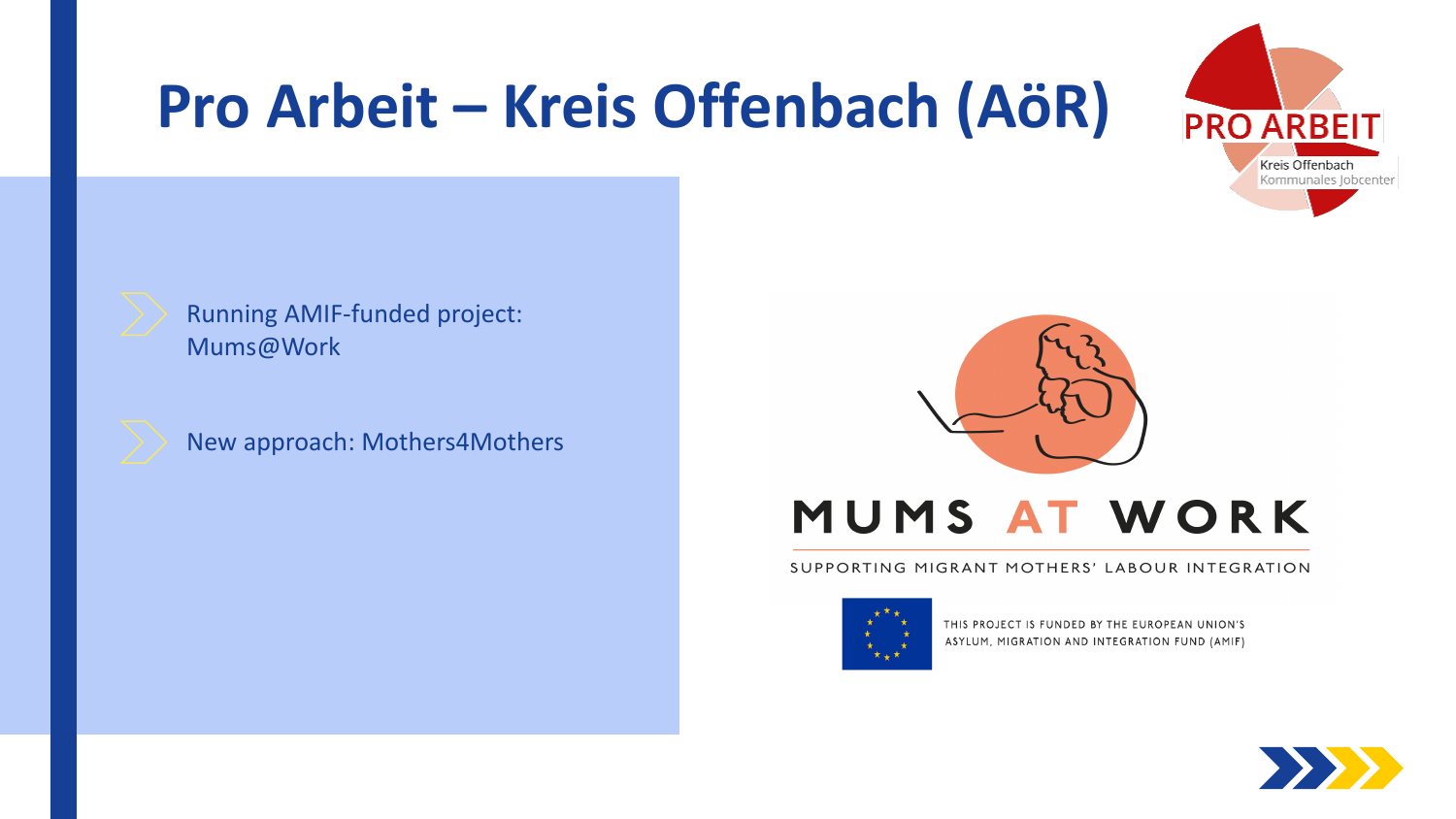# Pro Arbeit – Kreis Offenbach (AöR)

PRO ARBEIT
Kreis Offenbach
Kommunales Jobcenter

- Running AMIF-funded project: Mums@Work
- New approach: Mothers4Mothers

MUMS AT WORK

SUPPORTING MIGRANT MOTHERS' LABOUR INTEGRATION

THIS PROJECT IS FUNDED BY THE EUROPEAN UNION'S ASYLUM, MIGRATION AND INTEGRATION FUND (AMIF)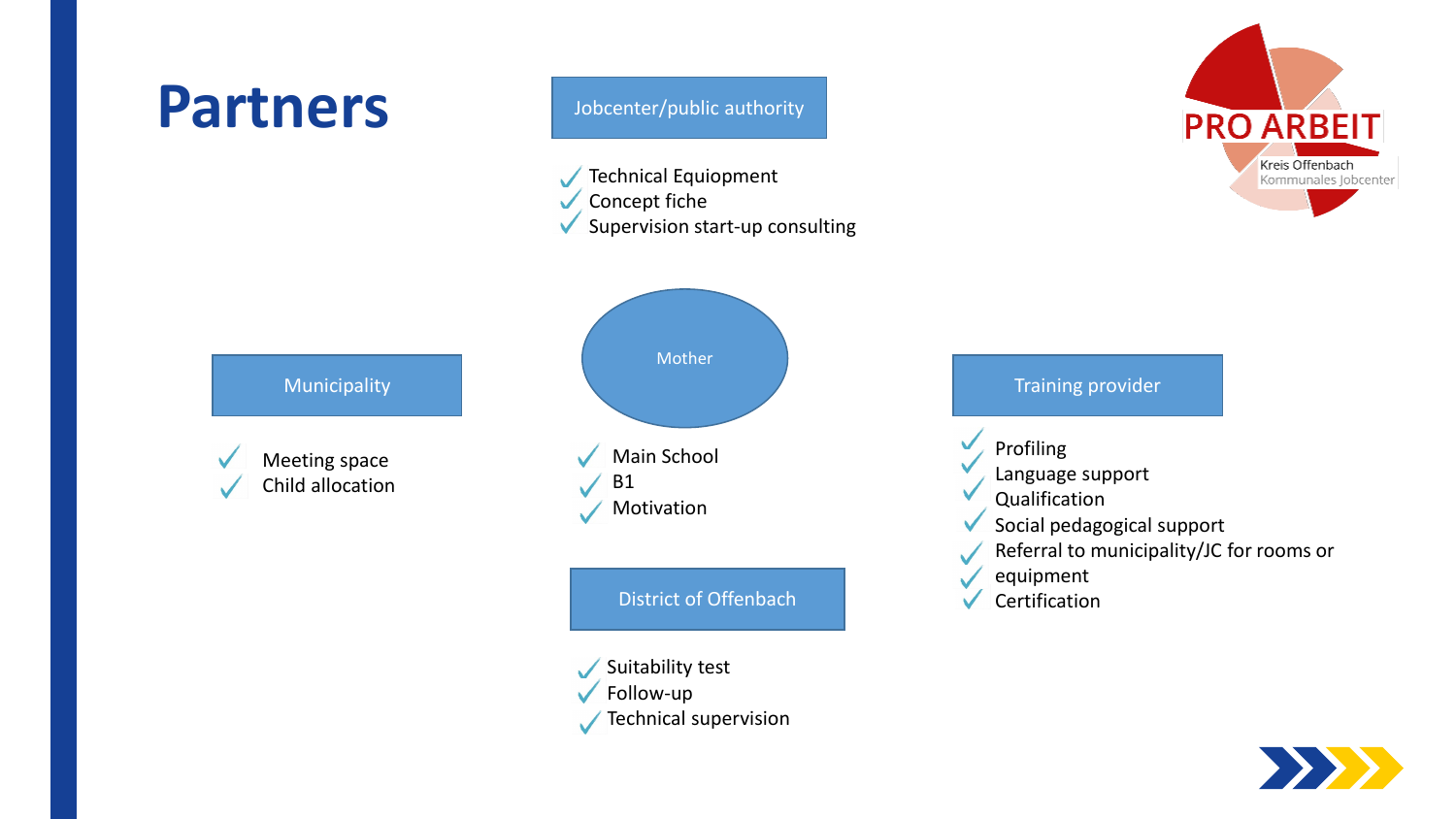# Partners

### Jobcenter/public authority

- Technical Equiopment
- Concept fiche
- Supervision start-up consulting

PRO ARBEIT
Kreis Offenbach
Kommunales Jobcenter

### Municipality

- Meeting space
- Child allocation

### Mother

- Main School
- B1
- Motivation

### Training provider

- Profiling
- Language support
- Qualification
- Social pedagogical support
- Referral to municipality/JC for rooms or equipment
- Certification

### District of Offenbach

- Suitability test
- Follow-up
- Technical supervision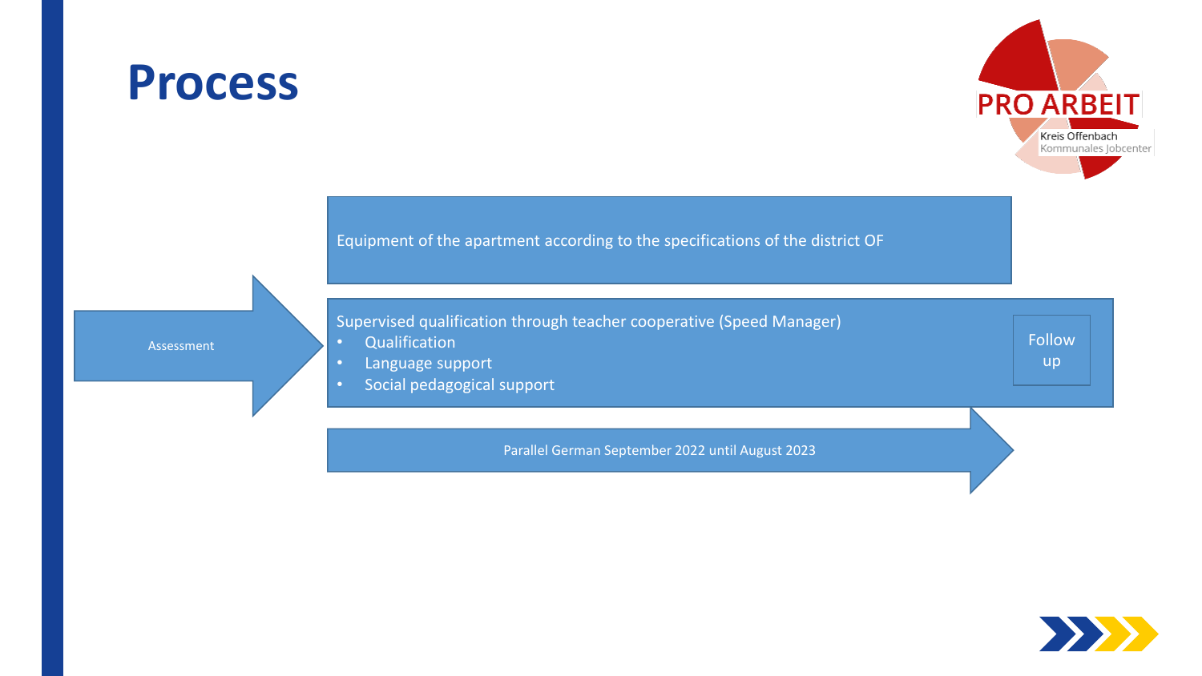# Process

Assessment

Equipment of the apartment according to the specifications of the district OF

Supervised qualification through teacher cooperative (Speed Manager)

- Qualification
- Language support
- Social pedagogical support

Follow up

Parallel German September 2022 until August 2023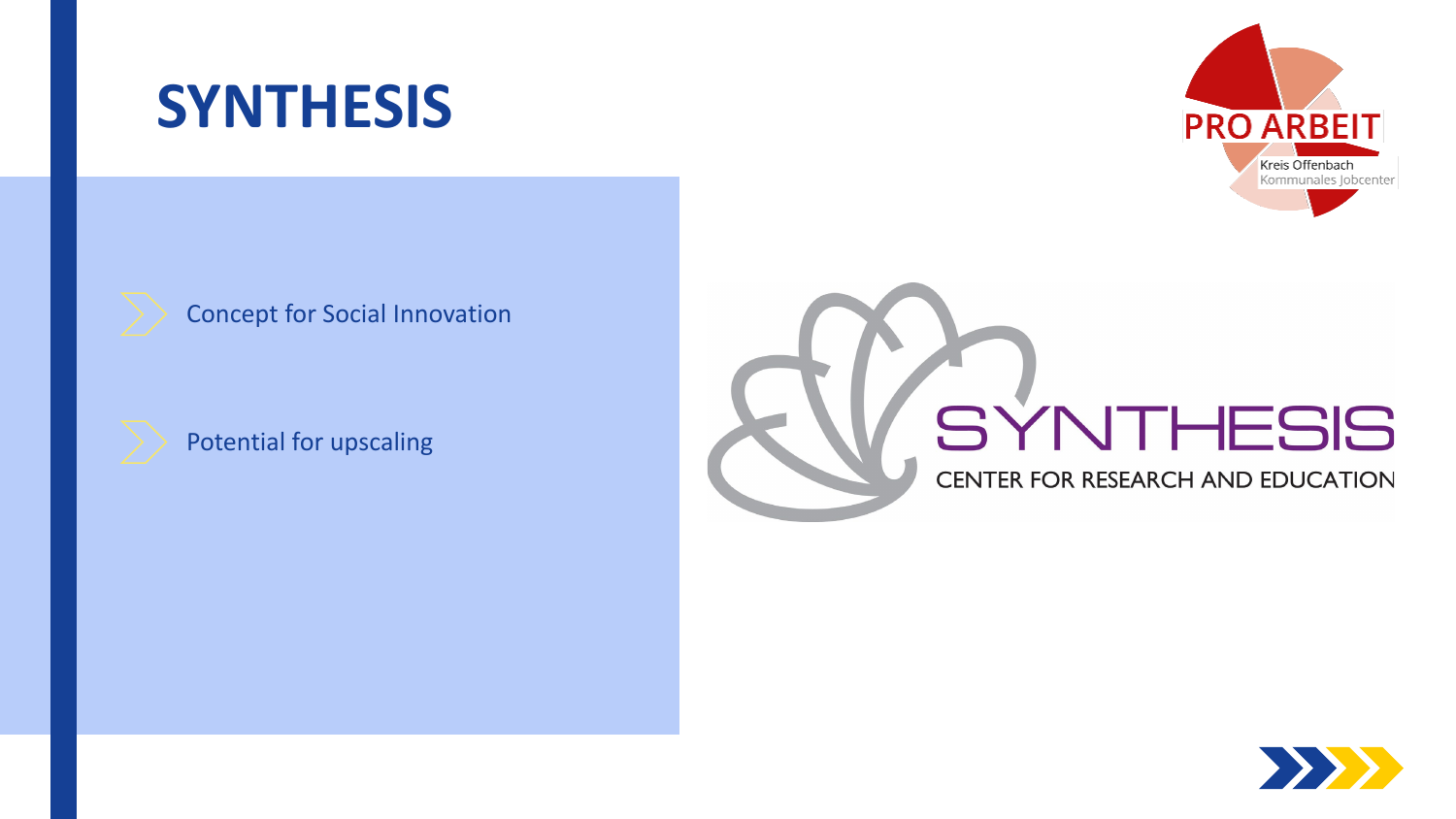# SYNTHESIS

- Concept for Social Innovation
- Potential for upscaling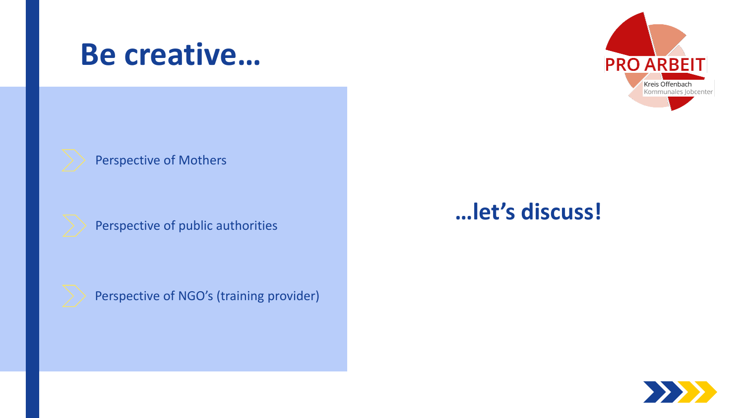# Be creative…

- Perspective of Mothers
- Perspective of public authorities
- Perspective of NGO's (training provider)

## …let's discuss!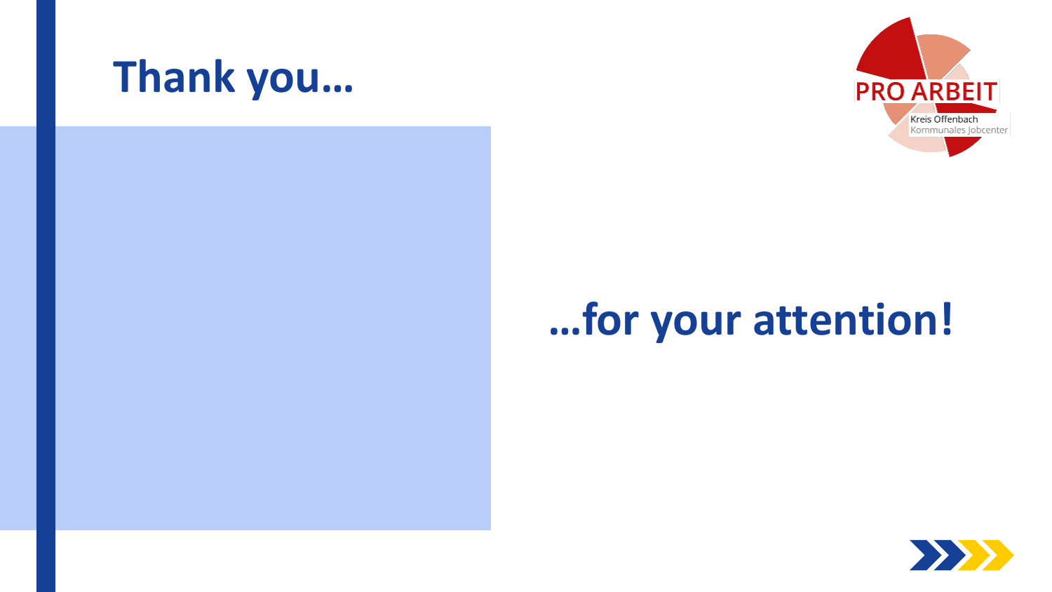# Thank you…

…for your attention!